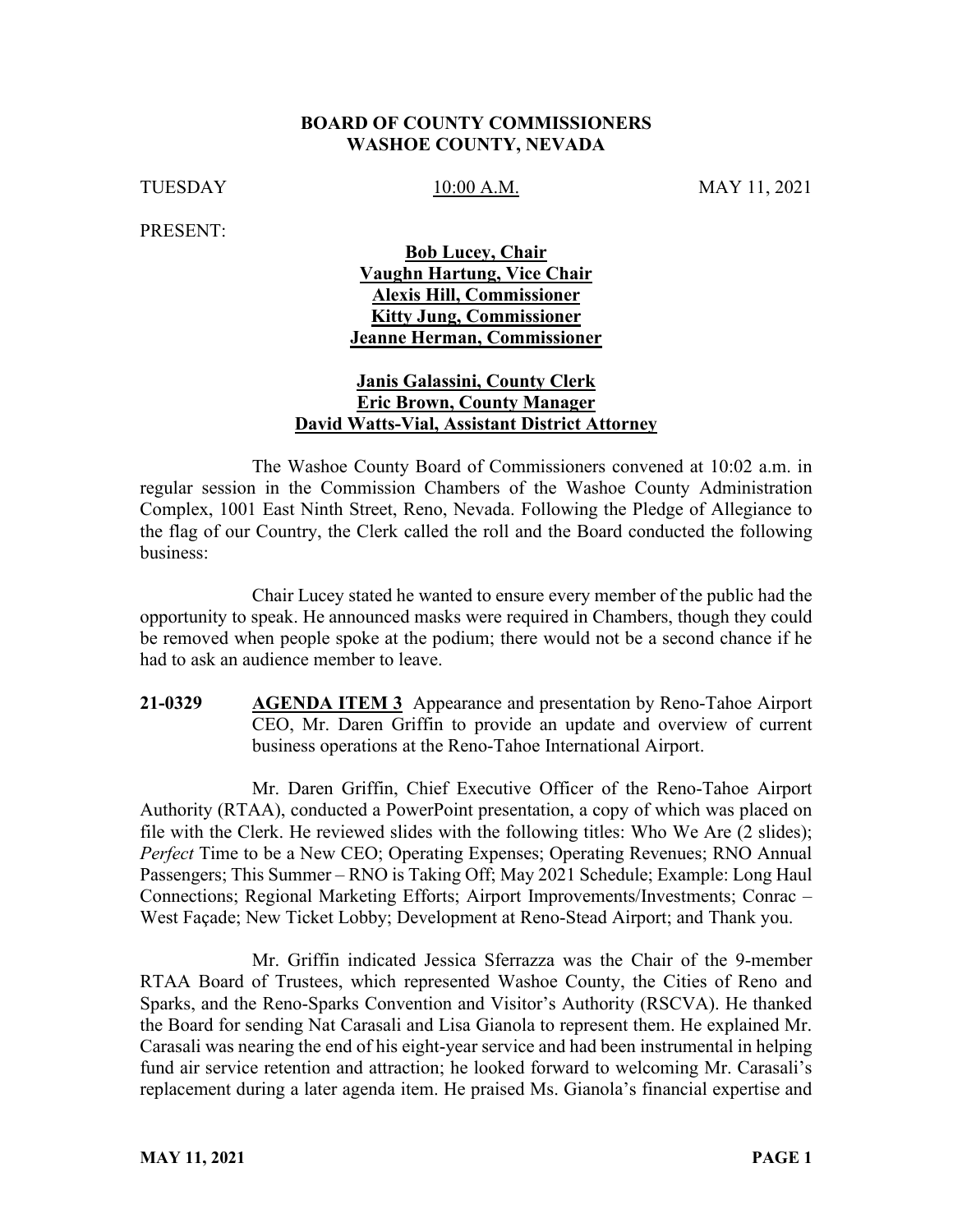**BOARD OF COUNTY COMMISSIONERS**
**WASHOE COUNTY, NEVADA**

TUESDAY 10:00 A.M. MAY 11, 2021

PRESENT:

**Bob Lucey, Chair**
**Vaughn Hartung, Vice Chair**
**Alexis Hill, Commissioner**
**Kitty Jung, Commissioner**
**Jeanne Herman, Commissioner**

**Janis Galassini, County Clerk**
**Eric Brown, County Manager**
**David Watts-Vial, Assistant District Attorney**

The Washoe County Board of Commissioners convened at 10:02 a.m. in regular session in the Commission Chambers of the Washoe County Administration Complex, 1001 East Ninth Street, Reno, Nevada. Following the Pledge of Allegiance to the flag of our Country, the Clerk called the roll and the Board conducted the following business:

Chair Lucey stated he wanted to ensure every member of the public had the opportunity to speak. He announced masks were required in Chambers, though they could be removed when people spoke at the podium; there would not be a second chance if he had to ask an audience member to leave.

**21-0329** **AGENDA ITEM 3** Appearance and presentation by Reno-Tahoe Airport CEO, Mr. Daren Griffin to provide an update and overview of current business operations at the Reno-Tahoe International Airport.

Mr. Daren Griffin, Chief Executive Officer of the Reno-Tahoe Airport Authority (RTAA), conducted a PowerPoint presentation, a copy of which was placed on file with the Clerk. He reviewed slides with the following titles: Who We Are (2 slides); *Perfect* Time to be a New CEO; Operating Expenses; Operating Revenues; RNO Annual Passengers; This Summer – RNO is Taking Off; May 2021 Schedule; Example: Long Haul Connections; Regional Marketing Efforts; Airport Improvements/Investments; Conrac – West Façade; New Ticket Lobby; Development at Reno-Stead Airport; and Thank you.

Mr. Griffin indicated Jessica Sferrazza was the Chair of the 9-member RTAA Board of Trustees, which represented Washoe County, the Cities of Reno and Sparks, and the Reno-Sparks Convention and Visitor's Authority (RSCVA). He thanked the Board for sending Nat Carasali and Lisa Gianola to represent them. He explained Mr. Carasali was nearing the end of his eight-year service and had been instrumental in helping fund air service retention and attraction; he looked forward to welcoming Mr. Carasali's replacement during a later agenda item. He praised Ms. Gianola's financial expertise and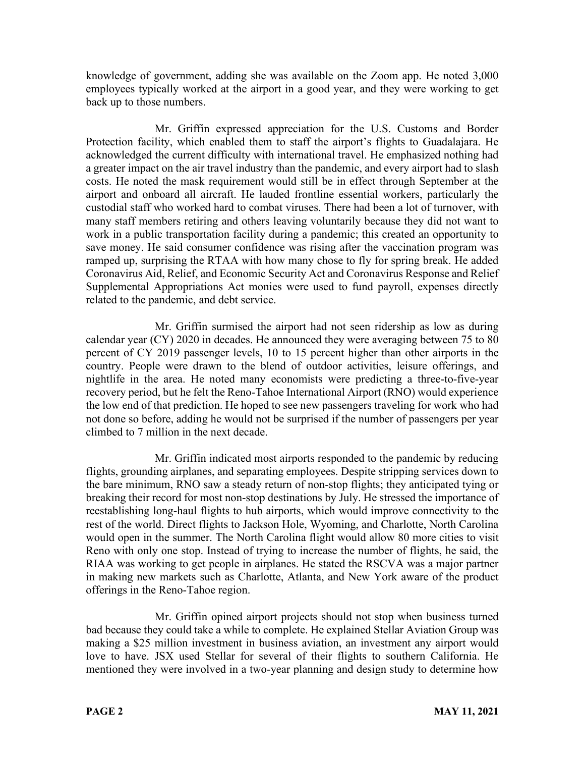knowledge of government, adding she was available on the Zoom app. He noted 3,000 employees typically worked at the airport in a good year, and they were working to get back up to those numbers.

Mr. Griffin expressed appreciation for the U.S. Customs and Border Protection facility, which enabled them to staff the airport's flights to Guadalajara. He acknowledged the current difficulty with international travel. He emphasized nothing had a greater impact on the air travel industry than the pandemic, and every airport had to slash costs. He noted the mask requirement would still be in effect through September at the airport and onboard all aircraft. He lauded frontline essential workers, particularly the custodial staff who worked hard to combat viruses. There had been a lot of turnover, with many staff members retiring and others leaving voluntarily because they did not want to work in a public transportation facility during a pandemic; this created an opportunity to save money. He said consumer confidence was rising after the vaccination program was ramped up, surprising the RTAA with how many chose to fly for spring break. He added Coronavirus Aid, Relief, and Economic Security Act and Coronavirus Response and Relief Supplemental Appropriations Act monies were used to fund payroll, expenses directly related to the pandemic, and debt service.

Mr. Griffin surmised the airport had not seen ridership as low as during calendar year (CY) 2020 in decades. He announced they were averaging between 75 to 80 percent of CY 2019 passenger levels, 10 to 15 percent higher than other airports in the country. People were drawn to the blend of outdoor activities, leisure offerings, and nightlife in the area. He noted many economists were predicting a three-to-five-year recovery period, but he felt the Reno-Tahoe International Airport (RNO) would experience the low end of that prediction. He hoped to see new passengers traveling for work who had not done so before, adding he would not be surprised if the number of passengers per year climbed to 7 million in the next decade.

Mr. Griffin indicated most airports responded to the pandemic by reducing flights, grounding airplanes, and separating employees. Despite stripping services down to the bare minimum, RNO saw a steady return of non-stop flights; they anticipated tying or breaking their record for most non-stop destinations by July. He stressed the importance of reestablishing long-haul flights to hub airports, which would improve connectivity to the rest of the world. Direct flights to Jackson Hole, Wyoming, and Charlotte, North Carolina would open in the summer. The North Carolina flight would allow 80 more cities to visit Reno with only one stop. Instead of trying to increase the number of flights, he said, the RIAA was working to get people in airplanes. He stated the RSCVA was a major partner in making new markets such as Charlotte, Atlanta, and New York aware of the product offerings in the Reno-Tahoe region.

Mr. Griffin opined airport projects should not stop when business turned bad because they could take a while to complete. He explained Stellar Aviation Group was making a $25 million investment in business aviation, an investment any airport would love to have. JSX used Stellar for several of their flights to southern California. He mentioned they were involved in a two-year planning and design study to determine how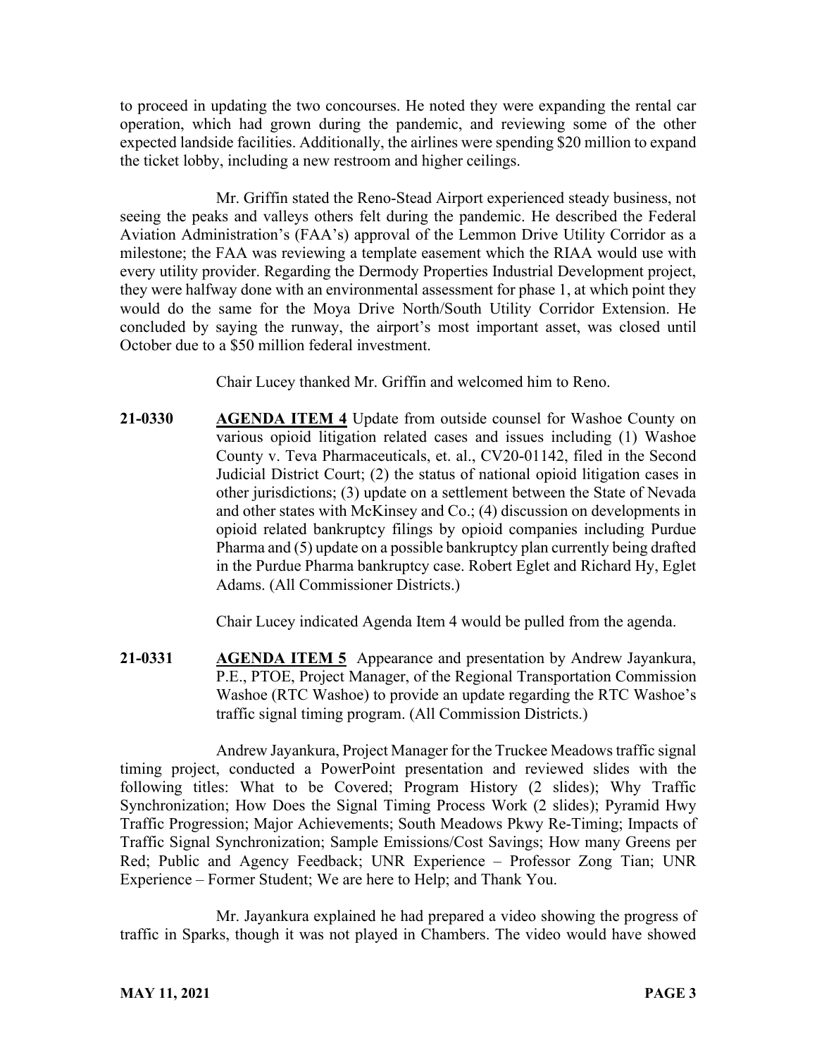to proceed in updating the two concourses. He noted they were expanding the rental car operation, which had grown during the pandemic, and reviewing some of the other expected landside facilities. Additionally, the airlines were spending $20 million to expand the ticket lobby, including a new restroom and higher ceilings.

Mr. Griffin stated the Reno-Stead Airport experienced steady business, not seeing the peaks and valleys others felt during the pandemic. He described the Federal Aviation Administration's (FAA's) approval of the Lemmon Drive Utility Corridor as a milestone; the FAA was reviewing a template easement which the RIAA would use with every utility provider. Regarding the Dermody Properties Industrial Development project, they were halfway done with an environmental assessment for phase 1, at which point they would do the same for the Moya Drive North/South Utility Corridor Extension. He concluded by saying the runway, the airport's most important asset, was closed until October due to a $50 million federal investment.

Chair Lucey thanked Mr. Griffin and welcomed him to Reno.

**21-0330** **AGENDA ITEM 4** Update from outside counsel for Washoe County on various opioid litigation related cases and issues including (1) Washoe County v. Teva Pharmaceuticals, et. al., CV20-01142, filed in the Second Judicial District Court; (2) the status of national opioid litigation cases in other jurisdictions; (3) update on a settlement between the State of Nevada and other states with McKinsey and Co.; (4) discussion on developments in opioid related bankruptcy filings by opioid companies including Purdue Pharma and (5) update on a possible bankruptcy plan currently being drafted in the Purdue Pharma bankruptcy case. Robert Eglet and Richard Hy, Eglet Adams. (All Commissioner Districts.)

Chair Lucey indicated Agenda Item 4 would be pulled from the agenda.

**21-0331** **AGENDA ITEM 5** Appearance and presentation by Andrew Jayankura, P.E., PTOE, Project Manager, of the Regional Transportation Commission Washoe (RTC Washoe) to provide an update regarding the RTC Washoe's traffic signal timing program. (All Commission Districts.)

Andrew Jayankura, Project Manager for the Truckee Meadows traffic signal timing project, conducted a PowerPoint presentation and reviewed slides with the following titles: What to be Covered; Program History (2 slides); Why Traffic Synchronization; How Does the Signal Timing Process Work (2 slides); Pyramid Hwy Traffic Progression; Major Achievements; South Meadows Pkwy Re-Timing; Impacts of Traffic Signal Synchronization; Sample Emissions/Cost Savings; How many Greens per Red; Public and Agency Feedback; UNR Experience – Professor Zong Tian; UNR Experience – Former Student; We are here to Help; and Thank You.

Mr. Jayankura explained he had prepared a video showing the progress of traffic in Sparks, though it was not played in Chambers. The video would have showed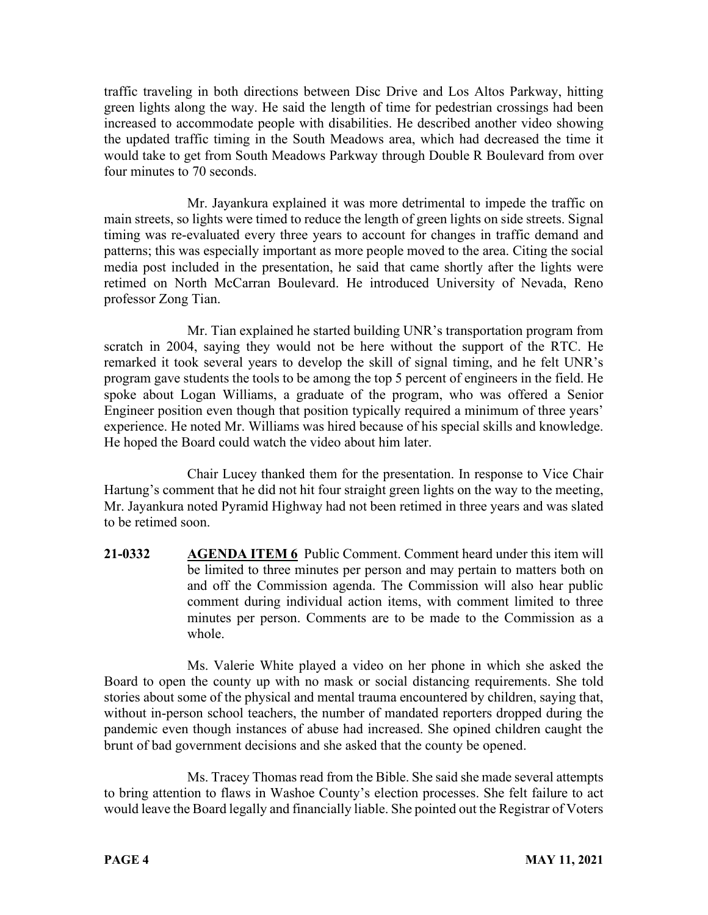traffic traveling in both directions between Disc Drive and Los Altos Parkway, hitting green lights along the way. He said the length of time for pedestrian crossings had been increased to accommodate people with disabilities. He described another video showing the updated traffic timing in the South Meadows area, which had decreased the time it would take to get from South Meadows Parkway through Double R Boulevard from over four minutes to 70 seconds.

Mr. Jayankura explained it was more detrimental to impede the traffic on main streets, so lights were timed to reduce the length of green lights on side streets. Signal timing was re-evaluated every three years to account for changes in traffic demand and patterns; this was especially important as more people moved to the area. Citing the social media post included in the presentation, he said that came shortly after the lights were retimed on North McCarran Boulevard. He introduced University of Nevada, Reno professor Zong Tian.

Mr. Tian explained he started building UNR's transportation program from scratch in 2004, saying they would not be here without the support of the RTC. He remarked it took several years to develop the skill of signal timing, and he felt UNR's program gave students the tools to be among the top 5 percent of engineers in the field. He spoke about Logan Williams, a graduate of the program, who was offered a Senior Engineer position even though that position typically required a minimum of three years' experience. He noted Mr. Williams was hired because of his special skills and knowledge. He hoped the Board could watch the video about him later.

Chair Lucey thanked them for the presentation. In response to Vice Chair Hartung's comment that he did not hit four straight green lights on the way to the meeting, Mr. Jayankura noted Pyramid Highway had not been retimed in three years and was slated to be retimed soon.

**21-0332** **AGENDA ITEM 6** Public Comment. Comment heard under this item will be limited to three minutes per person and may pertain to matters both on and off the Commission agenda. The Commission will also hear public comment during individual action items, with comment limited to three minutes per person. Comments are to be made to the Commission as a whole.

Ms. Valerie White played a video on her phone in which she asked the Board to open the county up with no mask or social distancing requirements. She told stories about some of the physical and mental trauma encountered by children, saying that, without in-person school teachers, the number of mandated reporters dropped during the pandemic even though instances of abuse had increased. She opined children caught the brunt of bad government decisions and she asked that the county be opened.

Ms. Tracey Thomas read from the Bible. She said she made several attempts to bring attention to flaws in Washoe County's election processes. She felt failure to act would leave the Board legally and financially liable. She pointed out the Registrar of Voters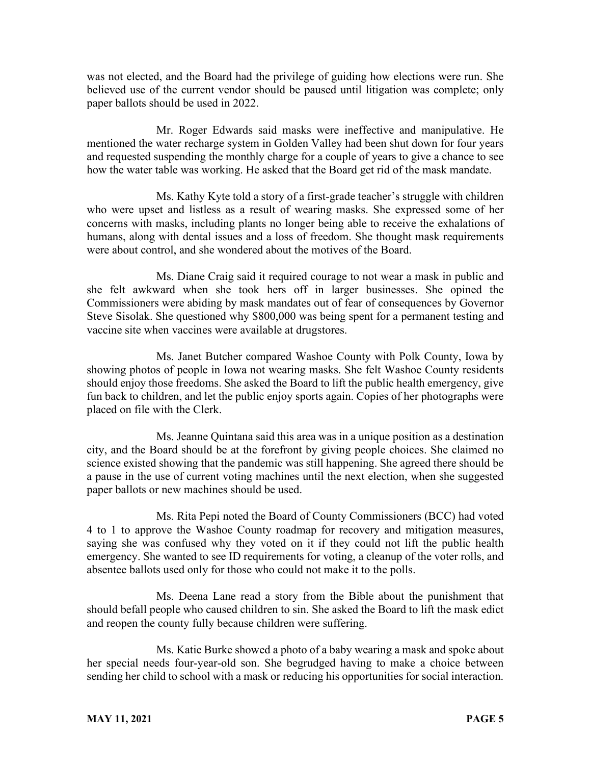was not elected, and the Board had the privilege of guiding how elections were run. She believed use of the current vendor should be paused until litigation was complete; only paper ballots should be used in 2022.

Mr. Roger Edwards said masks were ineffective and manipulative. He mentioned the water recharge system in Golden Valley had been shut down for four years and requested suspending the monthly charge for a couple of years to give a chance to see how the water table was working. He asked that the Board get rid of the mask mandate.

Ms. Kathy Kyte told a story of a first-grade teacher's struggle with children who were upset and listless as a result of wearing masks. She expressed some of her concerns with masks, including plants no longer being able to receive the exhalations of humans, along with dental issues and a loss of freedom. She thought mask requirements were about control, and she wondered about the motives of the Board.

Ms. Diane Craig said it required courage to not wear a mask in public and she felt awkward when she took hers off in larger businesses. She opined the Commissioners were abiding by mask mandates out of fear of consequences by Governor Steve Sisolak. She questioned why $800,000 was being spent for a permanent testing and vaccine site when vaccines were available at drugstores.

Ms. Janet Butcher compared Washoe County with Polk County, Iowa by showing photos of people in Iowa not wearing masks. She felt Washoe County residents should enjoy those freedoms. She asked the Board to lift the public health emergency, give fun back to children, and let the public enjoy sports again. Copies of her photographs were placed on file with the Clerk.

Ms. Jeanne Quintana said this area was in a unique position as a destination city, and the Board should be at the forefront by giving people choices. She claimed no science existed showing that the pandemic was still happening. She agreed there should be a pause in the use of current voting machines until the next election, when she suggested paper ballots or new machines should be used.

Ms. Rita Pepi noted the Board of County Commissioners (BCC) had voted 4 to 1 to approve the Washoe County roadmap for recovery and mitigation measures, saying she was confused why they voted on it if they could not lift the public health emergency. She wanted to see ID requirements for voting, a cleanup of the voter rolls, and absentee ballots used only for those who could not make it to the polls.

Ms. Deena Lane read a story from the Bible about the punishment that should befall people who caused children to sin. She asked the Board to lift the mask edict and reopen the county fully because children were suffering.

Ms. Katie Burke showed a photo of a baby wearing a mask and spoke about her special needs four-year-old son. She begrudged having to make a choice between sending her child to school with a mask or reducing his opportunities for social interaction.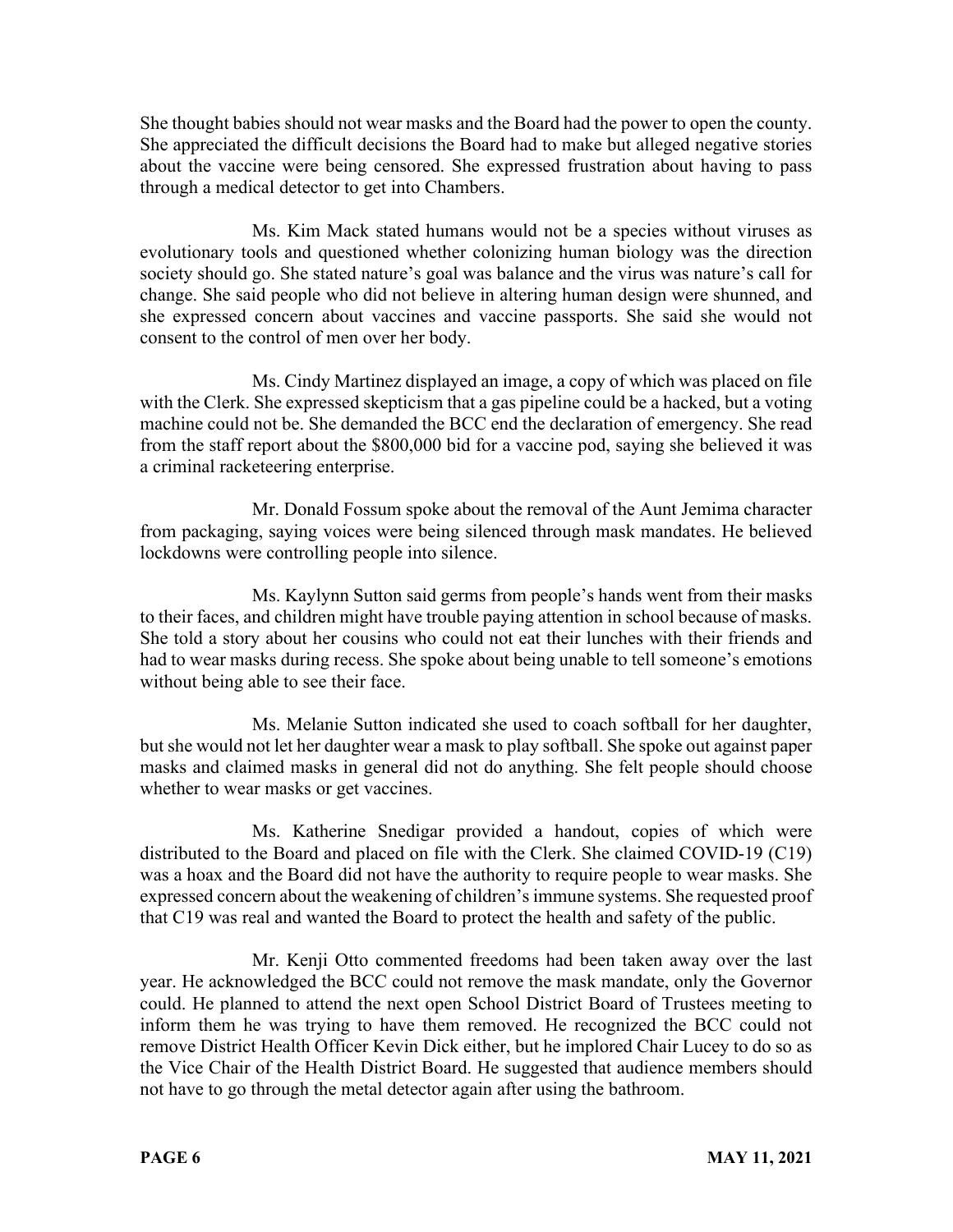She thought babies should not wear masks and the Board had the power to open the county. She appreciated the difficult decisions the Board had to make but alleged negative stories about the vaccine were being censored. She expressed frustration about having to pass through a medical detector to get into Chambers.

Ms. Kim Mack stated humans would not be a species without viruses as evolutionary tools and questioned whether colonizing human biology was the direction society should go. She stated nature's goal was balance and the virus was nature's call for change. She said people who did not believe in altering human design were shunned, and she expressed concern about vaccines and vaccine passports. She said she would not consent to the control of men over her body.

Ms. Cindy Martinez displayed an image, a copy of which was placed on file with the Clerk. She expressed skepticism that a gas pipeline could be a hacked, but a voting machine could not be. She demanded the BCC end the declaration of emergency. She read from the staff report about the $800,000 bid for a vaccine pod, saying she believed it was a criminal racketeering enterprise.

Mr. Donald Fossum spoke about the removal of the Aunt Jemima character from packaging, saying voices were being silenced through mask mandates. He believed lockdowns were controlling people into silence.

Ms. Kaylynn Sutton said germs from people's hands went from their masks to their faces, and children might have trouble paying attention in school because of masks. She told a story about her cousins who could not eat their lunches with their friends and had to wear masks during recess. She spoke about being unable to tell someone's emotions without being able to see their face.

Ms. Melanie Sutton indicated she used to coach softball for her daughter, but she would not let her daughter wear a mask to play softball. She spoke out against paper masks and claimed masks in general did not do anything. She felt people should choose whether to wear masks or get vaccines.

Ms. Katherine Snedigar provided a handout, copies of which were distributed to the Board and placed on file with the Clerk. She claimed COVID-19 (C19) was a hoax and the Board did not have the authority to require people to wear masks. She expressed concern about the weakening of children's immune systems. She requested proof that C19 was real and wanted the Board to protect the health and safety of the public.

Mr. Kenji Otto commented freedoms had been taken away over the last year. He acknowledged the BCC could not remove the mask mandate, only the Governor could. He planned to attend the next open School District Board of Trustees meeting to inform them he was trying to have them removed. He recognized the BCC could not remove District Health Officer Kevin Dick either, but he implored Chair Lucey to do so as the Vice Chair of the Health District Board. He suggested that audience members should not have to go through the metal detector again after using the bathroom.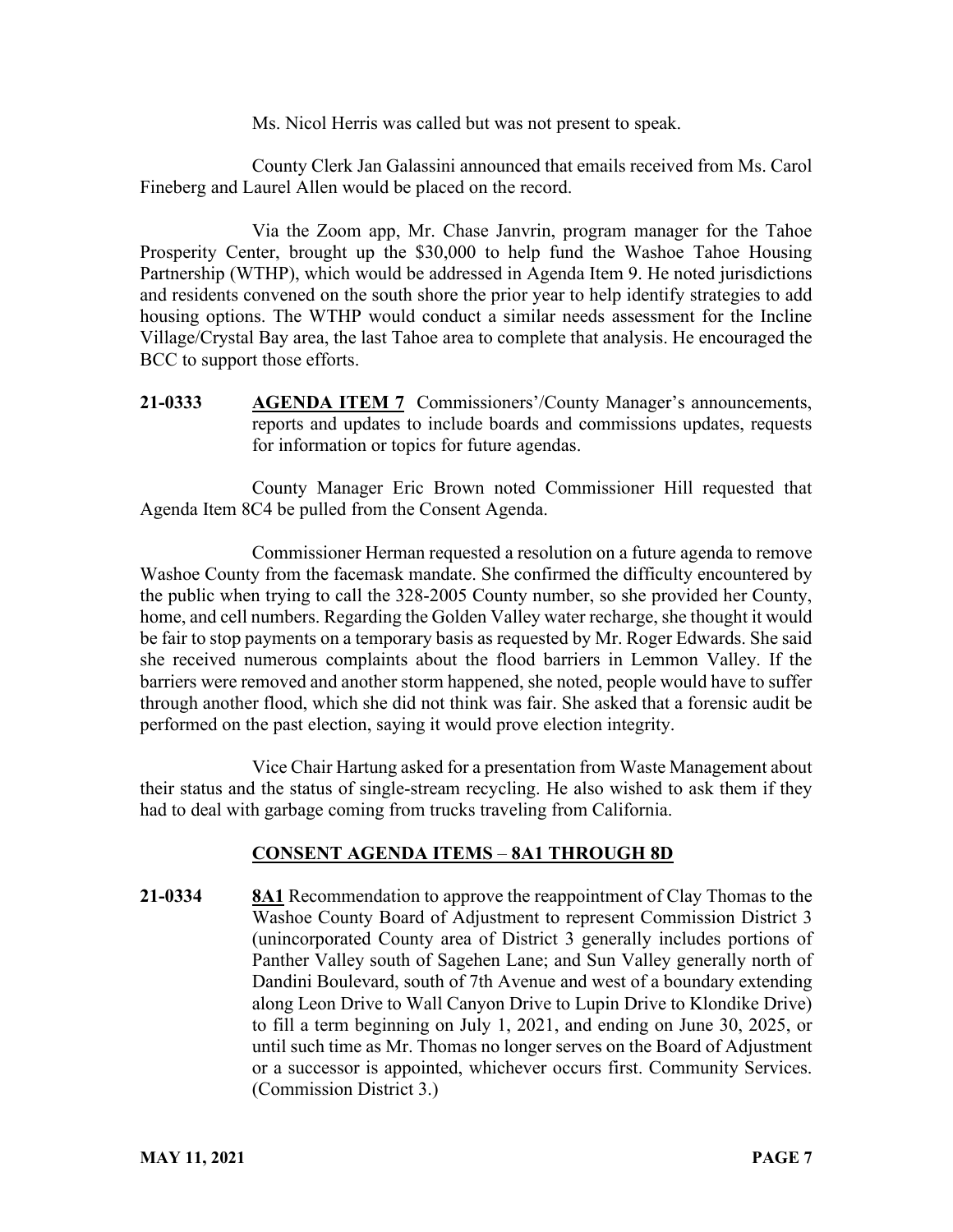Ms. Nicol Herris was called but was not present to speak.

County Clerk Jan Galassini announced that emails received from Ms. Carol Fineberg and Laurel Allen would be placed on the record.

Via the Zoom app, Mr. Chase Janvrin, program manager for the Tahoe Prosperity Center, brought up the $30,000 to help fund the Washoe Tahoe Housing Partnership (WTHP), which would be addressed in Agenda Item 9. He noted jurisdictions and residents convened on the south shore the prior year to help identify strategies to add housing options. The WTHP would conduct a similar needs assessment for the Incline Village/Crystal Bay area, the last Tahoe area to complete that analysis. He encouraged the BCC to support those efforts.

**21-0333** **AGENDA ITEM 7** Commissioners'/County Manager's announcements, reports and updates to include boards and commissions updates, requests for information or topics for future agendas.

County Manager Eric Brown noted Commissioner Hill requested that Agenda Item 8C4 be pulled from the Consent Agenda.

Commissioner Herman requested a resolution on a future agenda to remove Washoe County from the facemask mandate. She confirmed the difficulty encountered by the public when trying to call the 328-2005 County number, so she provided her County, home, and cell numbers. Regarding the Golden Valley water recharge, she thought it would be fair to stop payments on a temporary basis as requested by Mr. Roger Edwards. She said she received numerous complaints about the flood barriers in Lemmon Valley. If the barriers were removed and another storm happened, she noted, people would have to suffer through another flood, which she did not think was fair. She asked that a forensic audit be performed on the past election, saying it would prove election integrity.

Vice Chair Hartung asked for a presentation from Waste Management about their status and the status of single-stream recycling. He also wished to ask them if they had to deal with garbage coming from trucks traveling from California.

## CONSENT AGENDA ITEMS – 8A1 THROUGH 8D

**21-0334** **8A1** Recommendation to approve the reappointment of Clay Thomas to the Washoe County Board of Adjustment to represent Commission District 3 (unincorporated County area of District 3 generally includes portions of Panther Valley south of Sagehen Lane; and Sun Valley generally north of Dandini Boulevard, south of 7th Avenue and west of a boundary extending along Leon Drive to Wall Canyon Drive to Lupin Drive to Klondike Drive) to fill a term beginning on July 1, 2021, and ending on June 30, 2025, or until such time as Mr. Thomas no longer serves on the Board of Adjustment or a successor is appointed, whichever occurs first. Community Services. (Commission District 3.)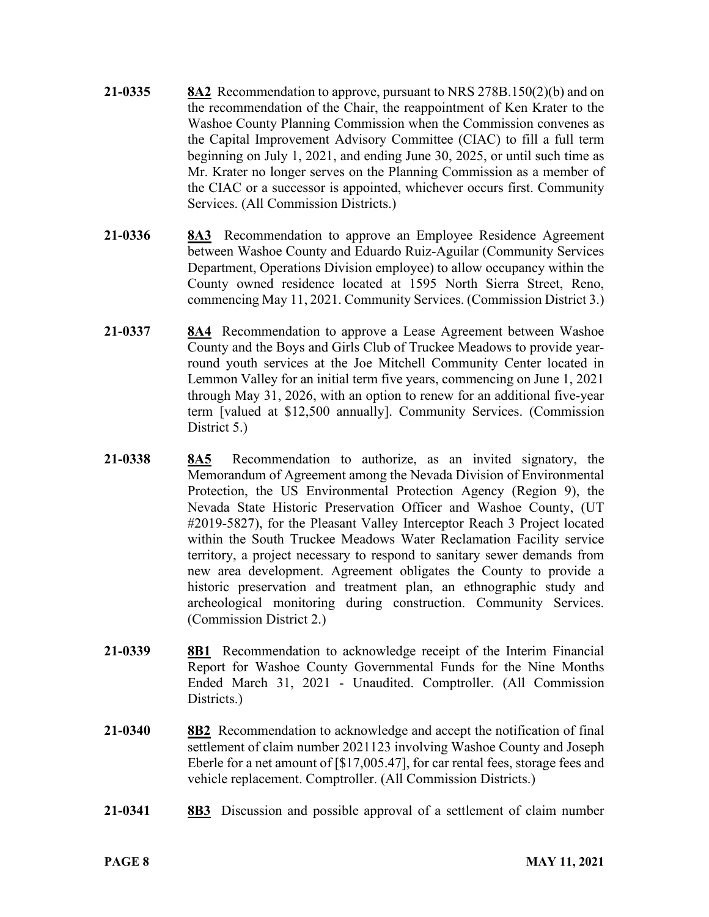**21-0335** **8A2** Recommendation to approve, pursuant to NRS 278B.150(2)(b) and on the recommendation of the Chair, the reappointment of Ken Krater to the Washoe County Planning Commission when the Commission convenes as the Capital Improvement Advisory Committee (CIAC) to fill a full term beginning on July 1, 2021, and ending June 30, 2025, or until such time as Mr. Krater no longer serves on the Planning Commission as a member of the CIAC or a successor is appointed, whichever occurs first. Community Services. (All Commission Districts.)

**21-0336** **8A3** Recommendation to approve an Employee Residence Agreement between Washoe County and Eduardo Ruiz-Aguilar (Community Services Department, Operations Division employee) to allow occupancy within the County owned residence located at 1595 North Sierra Street, Reno, commencing May 11, 2021. Community Services. (Commission District 3.)

**21-0337** **8A4** Recommendation to approve a Lease Agreement between Washoe County and the Boys and Girls Club of Truckee Meadows to provide year-round youth services at the Joe Mitchell Community Center located in Lemmon Valley for an initial term five years, commencing on June 1, 2021 through May 31, 2026, with an option to renew for an additional five-year term [valued at $12,500 annually]. Community Services. (Commission District 5.)

**21-0338** **8A5** Recommendation to authorize, as an invited signatory, the Memorandum of Agreement among the Nevada Division of Environmental Protection, the US Environmental Protection Agency (Region 9), the Nevada State Historic Preservation Officer and Washoe County, (UT #2019-5827), for the Pleasant Valley Interceptor Reach 3 Project located within the South Truckee Meadows Water Reclamation Facility service territory, a project necessary to respond to sanitary sewer demands from new area development. Agreement obligates the County to provide a historic preservation and treatment plan, an ethnographic study and archeological monitoring during construction. Community Services. (Commission District 2.)

**21-0339** **8B1** Recommendation to acknowledge receipt of the Interim Financial Report for Washoe County Governmental Funds for the Nine Months Ended March 31, 2021 - Unaudited. Comptroller. (All Commission Districts.)

**21-0340** **8B2** Recommendation to acknowledge and accept the notification of final settlement of claim number 2021123 involving Washoe County and Joseph Eberle for a net amount of [$17,005.47], for car rental fees, storage fees and vehicle replacement. Comptroller. (All Commission Districts.)

**21-0341** **8B3** Discussion and possible approval of a settlement of claim number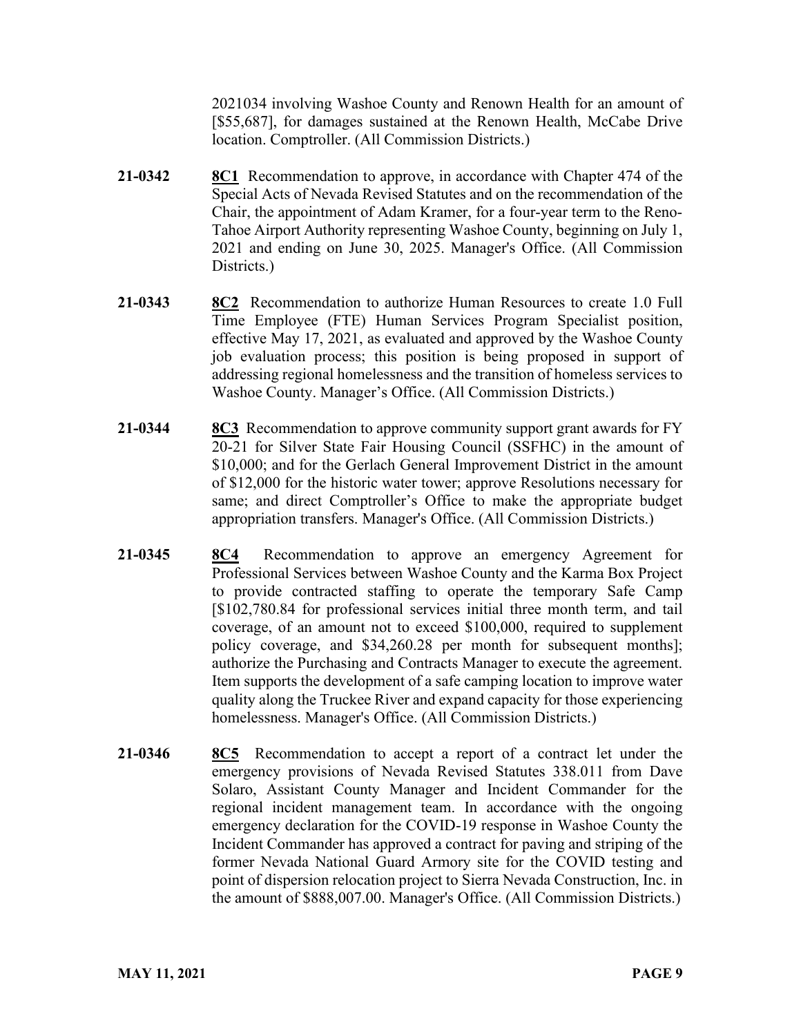2021034 involving Washoe County and Renown Health for an amount of [$55,687], for damages sustained at the Renown Health, McCabe Drive location. Comptroller. (All Commission Districts.)

**21-0342** **8C1** Recommendation to approve, in accordance with Chapter 474 of the Special Acts of Nevada Revised Statutes and on the recommendation of the Chair, the appointment of Adam Kramer, for a four-year term to the Reno-Tahoe Airport Authority representing Washoe County, beginning on July 1, 2021 and ending on June 30, 2025. Manager's Office. (All Commission Districts.)

**21-0343** **8C2** Recommendation to authorize Human Resources to create 1.0 Full Time Employee (FTE) Human Services Program Specialist position, effective May 17, 2021, as evaluated and approved by the Washoe County job evaluation process; this position is being proposed in support of addressing regional homelessness and the transition of homeless services to Washoe County. Manager's Office. (All Commission Districts.)

**21-0344** **8C3** Recommendation to approve community support grant awards for FY 20-21 for Silver State Fair Housing Council (SSFHC) in the amount of $10,000; and for the Gerlach General Improvement District in the amount of $12,000 for the historic water tower; approve Resolutions necessary for same; and direct Comptroller's Office to make the appropriate budget appropriation transfers. Manager's Office. (All Commission Districts.)

**21-0345** **8C4** Recommendation to approve an emergency Agreement for Professional Services between Washoe County and the Karma Box Project to provide contracted staffing to operate the temporary Safe Camp [$102,780.84 for professional services initial three month term, and tail coverage, of an amount not to exceed $100,000, required to supplement policy coverage, and $34,260.28 per month for subsequent months]; authorize the Purchasing and Contracts Manager to execute the agreement. Item supports the development of a safe camping location to improve water quality along the Truckee River and expand capacity for those experiencing homelessness. Manager's Office. (All Commission Districts.)

**21-0346** **8C5** Recommendation to accept a report of a contract let under the emergency provisions of Nevada Revised Statutes 338.011 from Dave Solaro, Assistant County Manager and Incident Commander for the regional incident management team. In accordance with the ongoing emergency declaration for the COVID-19 response in Washoe County the Incident Commander has approved a contract for paving and striping of the former Nevada National Guard Armory site for the COVID testing and point of dispersion relocation project to Sierra Nevada Construction, Inc. in the amount of $888,007.00. Manager's Office. (All Commission Districts.)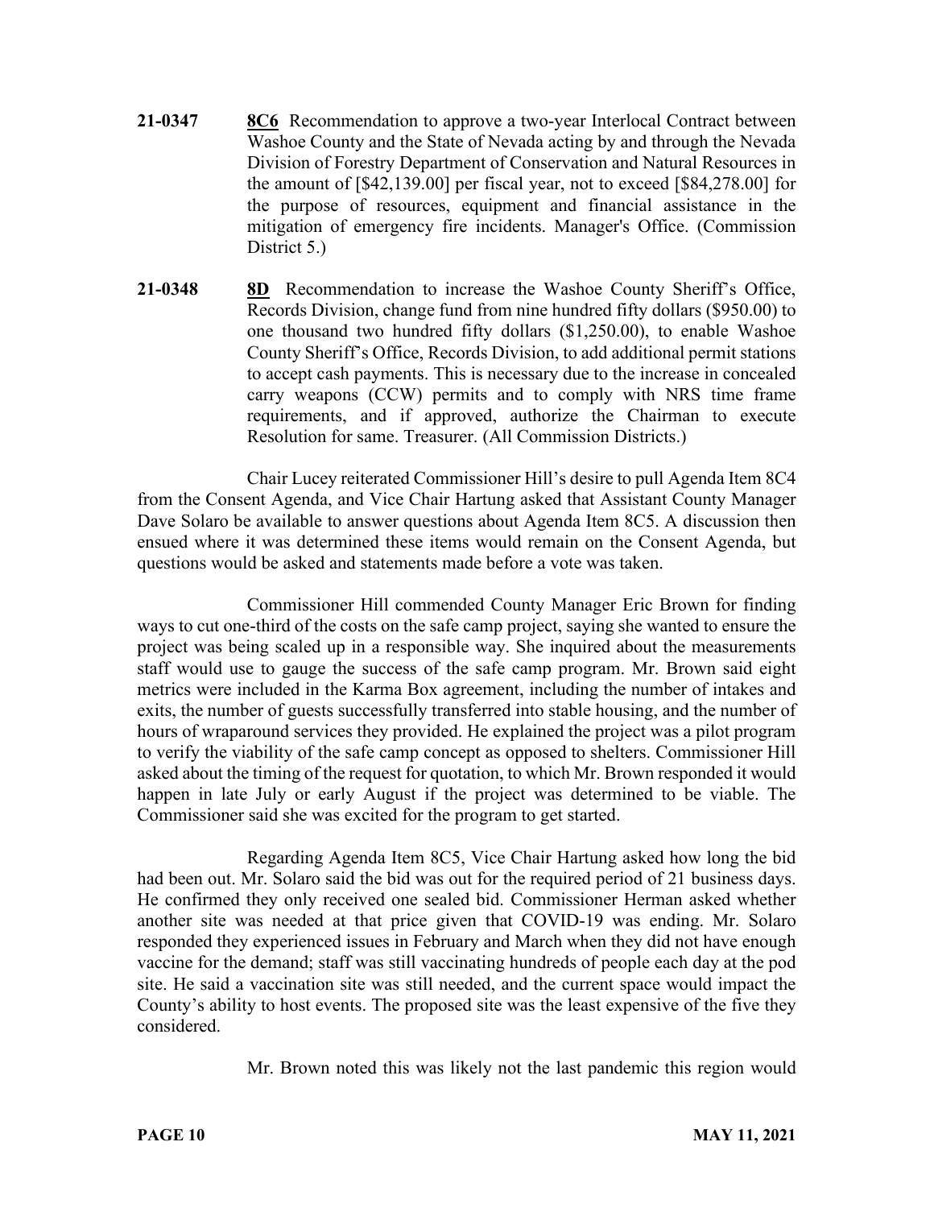**21-0347** **8C6** Recommendation to approve a two-year Interlocal Contract between Washoe County and the State of Nevada acting by and through the Nevada Division of Forestry Department of Conservation and Natural Resources in the amount of [$42,139.00] per fiscal year, not to exceed [$84,278.00] for the purpose of resources, equipment and financial assistance in the mitigation of emergency fire incidents. Manager's Office. (Commission District 5.)

**21-0348** **8D** Recommendation to increase the Washoe County Sheriff's Office, Records Division, change fund from nine hundred fifty dollars ($950.00) to one thousand two hundred fifty dollars ($1,250.00), to enable Washoe County Sheriff's Office, Records Division, to add additional permit stations to accept cash payments. This is necessary due to the increase in concealed carry weapons (CCW) permits and to comply with NRS time frame requirements, and if approved, authorize the Chairman to execute Resolution for same. Treasurer. (All Commission Districts.)

Chair Lucey reiterated Commissioner Hill's desire to pull Agenda Item 8C4 from the Consent Agenda, and Vice Chair Hartung asked that Assistant County Manager Dave Solaro be available to answer questions about Agenda Item 8C5. A discussion then ensued where it was determined these items would remain on the Consent Agenda, but questions would be asked and statements made before a vote was taken.

Commissioner Hill commended County Manager Eric Brown for finding ways to cut one-third of the costs on the safe camp project, saying she wanted to ensure the project was being scaled up in a responsible way. She inquired about the measurements staff would use to gauge the success of the safe camp program. Mr. Brown said eight metrics were included in the Karma Box agreement, including the number of intakes and exits, the number of guests successfully transferred into stable housing, and the number of hours of wraparound services they provided. He explained the project was a pilot program to verify the viability of the safe camp concept as opposed to shelters. Commissioner Hill asked about the timing of the request for quotation, to which Mr. Brown responded it would happen in late July or early August if the project was determined to be viable. The Commissioner said she was excited for the program to get started.

Regarding Agenda Item 8C5, Vice Chair Hartung asked how long the bid had been out. Mr. Solaro said the bid was out for the required period of 21 business days. He confirmed they only received one sealed bid. Commissioner Herman asked whether another site was needed at that price given that COVID-19 was ending. Mr. Solaro responded they experienced issues in February and March when they did not have enough vaccine for the demand; staff was still vaccinating hundreds of people each day at the pod site. He said a vaccination site was still needed, and the current space would impact the County's ability to host events. The proposed site was the least expensive of the five they considered.

Mr. Brown noted this was likely not the last pandemic this region would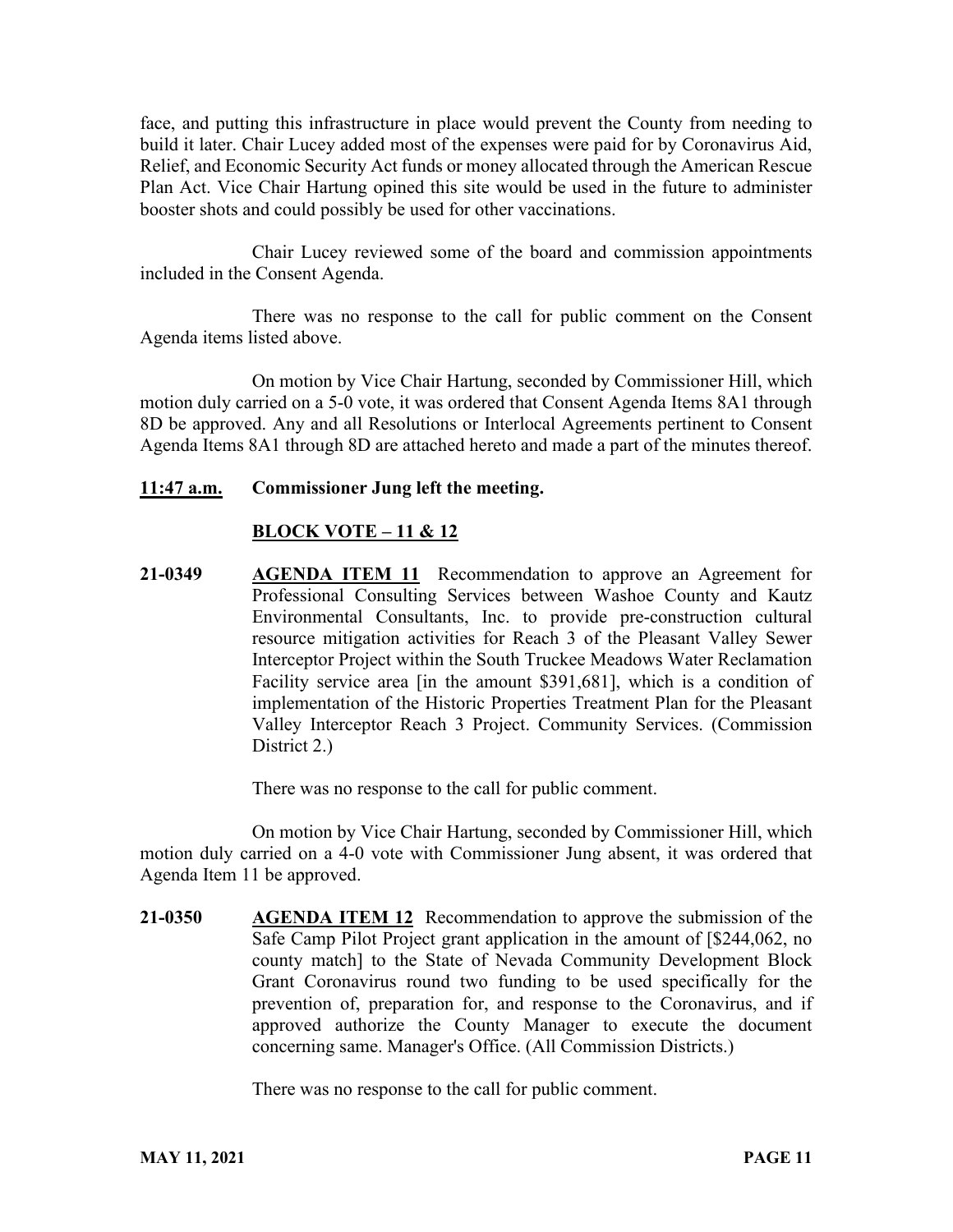face, and putting this infrastructure in place would prevent the County from needing to build it later. Chair Lucey added most of the expenses were paid for by Coronavirus Aid, Relief, and Economic Security Act funds or money allocated through the American Rescue Plan Act. Vice Chair Hartung opined this site would be used in the future to administer booster shots and could possibly be used for other vaccinations.

Chair Lucey reviewed some of the board and commission appointments included in the Consent Agenda.

There was no response to the call for public comment on the Consent Agenda items listed above.

On motion by Vice Chair Hartung, seconded by Commissioner Hill, which motion duly carried on a 5-0 vote, it was ordered that Consent Agenda Items 8A1 through 8D be approved. Any and all Resolutions or Interlocal Agreements pertinent to Consent Agenda Items 8A1 through 8D are attached hereto and made a part of the minutes thereof.

**11:47 a.m. Commissioner Jung left the meeting.**

**BLOCK VOTE – 11 & 12**

**21-0349** **AGENDA ITEM 11** Recommendation to approve an Agreement for Professional Consulting Services between Washoe County and Kautz Environmental Consultants, Inc. to provide pre-construction cultural resource mitigation activities for Reach 3 of the Pleasant Valley Sewer Interceptor Project within the South Truckee Meadows Water Reclamation Facility service area [in the amount $391,681], which is a condition of implementation of the Historic Properties Treatment Plan for the Pleasant Valley Interceptor Reach 3 Project. Community Services. (Commission District 2.)

There was no response to the call for public comment.

On motion by Vice Chair Hartung, seconded by Commissioner Hill, which motion duly carried on a 4-0 vote with Commissioner Jung absent, it was ordered that Agenda Item 11 be approved.

**21-0350** **AGENDA ITEM 12** Recommendation to approve the submission of the Safe Camp Pilot Project grant application in the amount of [$244,062, no county match] to the State of Nevada Community Development Block Grant Coronavirus round two funding to be used specifically for the prevention of, preparation for, and response to the Coronavirus, and if approved authorize the County Manager to execute the document concerning same. Manager's Office. (All Commission Districts.)

There was no response to the call for public comment.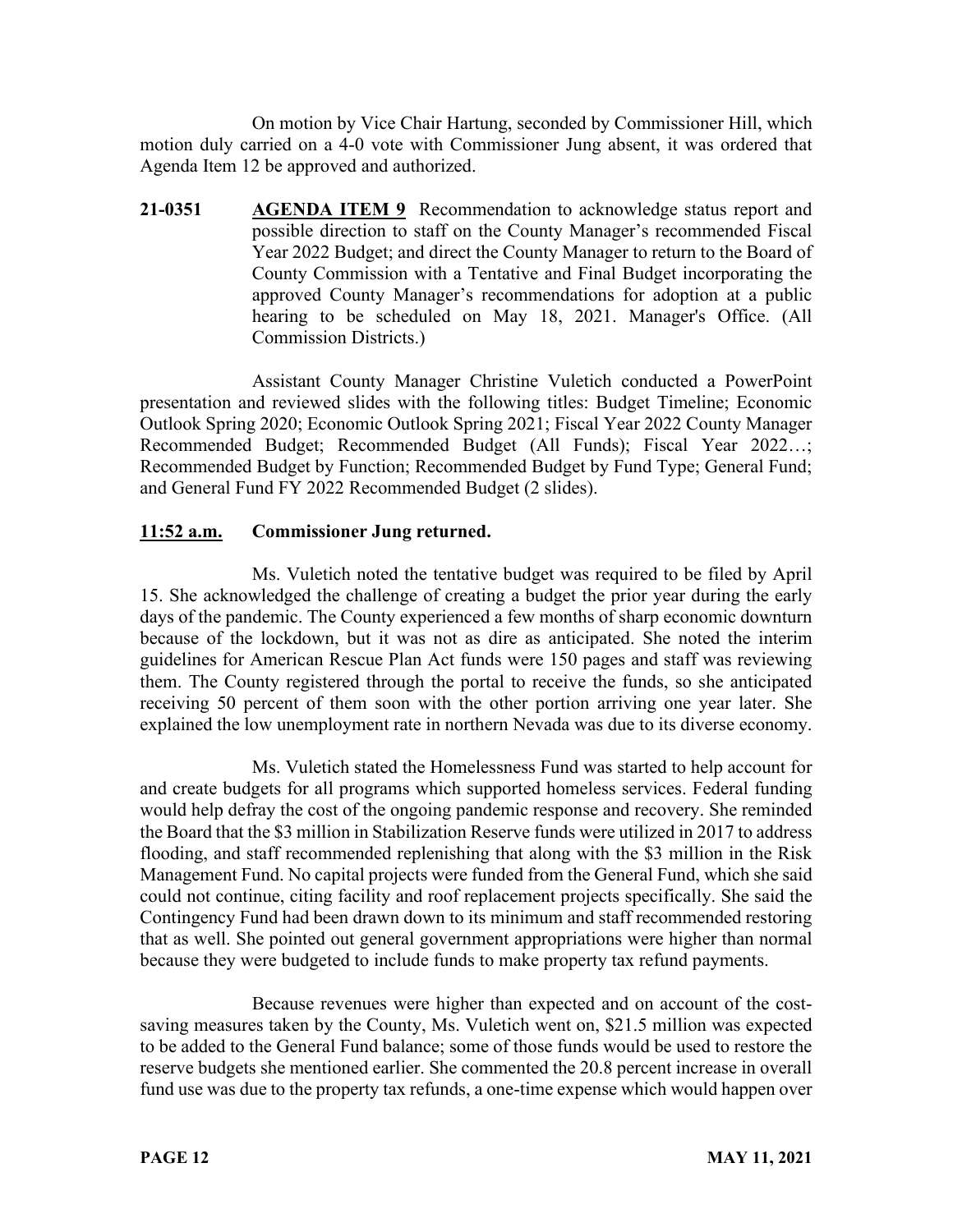On motion by Vice Chair Hartung, seconded by Commissioner Hill, which motion duly carried on a 4-0 vote with Commissioner Jung absent, it was ordered that Agenda Item 12 be approved and authorized.

**21-0351** **AGENDA ITEM 9** Recommendation to acknowledge status report and possible direction to staff on the County Manager's recommended Fiscal Year 2022 Budget; and direct the County Manager to return to the Board of County Commission with a Tentative and Final Budget incorporating the approved County Manager's recommendations for adoption at a public hearing to be scheduled on May 18, 2021. Manager's Office. (All Commission Districts.)

Assistant County Manager Christine Vuletich conducted a PowerPoint presentation and reviewed slides with the following titles: Budget Timeline; Economic Outlook Spring 2020; Economic Outlook Spring 2021; Fiscal Year 2022 County Manager Recommended Budget; Recommended Budget (All Funds); Fiscal Year 2022…; Recommended Budget by Function; Recommended Budget by Fund Type; General Fund; and General Fund FY 2022 Recommended Budget (2 slides).

**11:52 a.m. Commissioner Jung returned.**

Ms. Vuletich noted the tentative budget was required to be filed by April 15. She acknowledged the challenge of creating a budget the prior year during the early days of the pandemic. The County experienced a few months of sharp economic downturn because of the lockdown, but it was not as dire as anticipated. She noted the interim guidelines for American Rescue Plan Act funds were 150 pages and staff was reviewing them. The County registered through the portal to receive the funds, so she anticipated receiving 50 percent of them soon with the other portion arriving one year later. She explained the low unemployment rate in northern Nevada was due to its diverse economy.

Ms. Vuletich stated the Homelessness Fund was started to help account for and create budgets for all programs which supported homeless services. Federal funding would help defray the cost of the ongoing pandemic response and recovery. She reminded the Board that the $3 million in Stabilization Reserve funds were utilized in 2017 to address flooding, and staff recommended replenishing that along with the $3 million in the Risk Management Fund. No capital projects were funded from the General Fund, which she said could not continue, citing facility and roof replacement projects specifically. She said the Contingency Fund had been drawn down to its minimum and staff recommended restoring that as well. She pointed out general government appropriations were higher than normal because they were budgeted to include funds to make property tax refund payments.

Because revenues were higher than expected and on account of the cost-saving measures taken by the County, Ms. Vuletich went on, $21.5 million was expected to be added to the General Fund balance; some of those funds would be used to restore the reserve budgets she mentioned earlier. She commented the 20.8 percent increase in overall fund use was due to the property tax refunds, a one-time expense which would happen over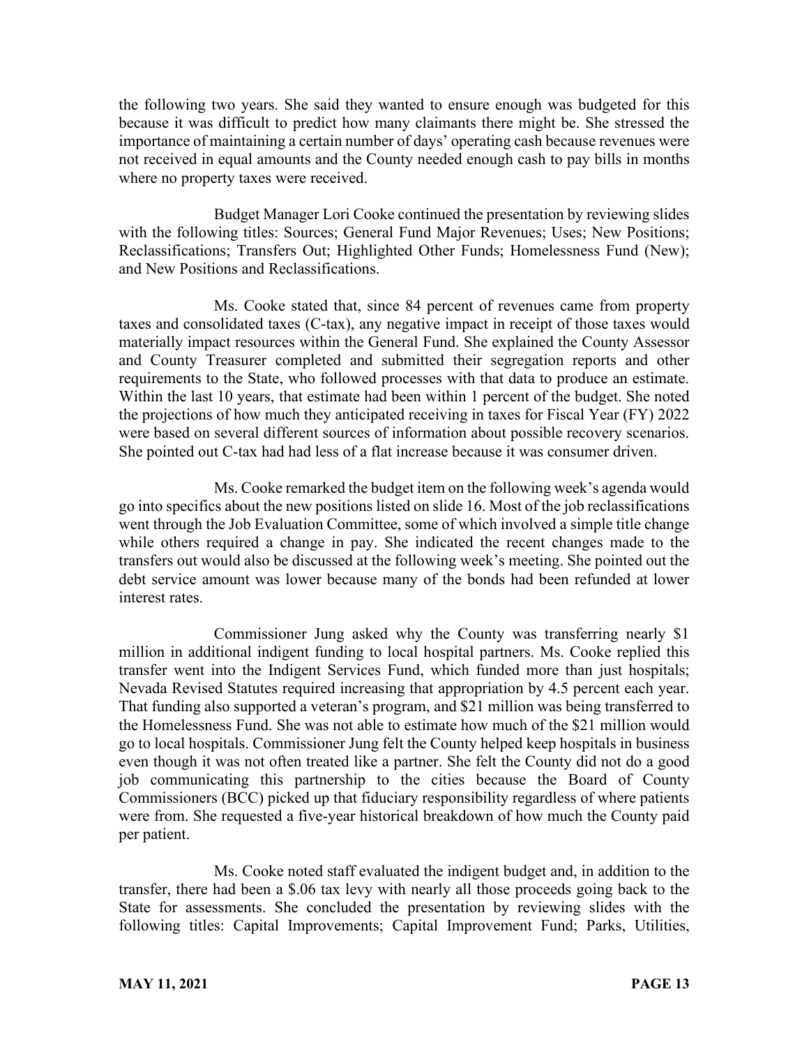the following two years. She said they wanted to ensure enough was budgeted for this because it was difficult to predict how many claimants there might be. She stressed the importance of maintaining a certain number of days' operating cash because revenues were not received in equal amounts and the County needed enough cash to pay bills in months where no property taxes were received.

Budget Manager Lori Cooke continued the presentation by reviewing slides with the following titles: Sources; General Fund Major Revenues; Uses; New Positions; Reclassifications; Transfers Out; Highlighted Other Funds; Homelessness Fund (New); and New Positions and Reclassifications.

Ms. Cooke stated that, since 84 percent of revenues came from property taxes and consolidated taxes (C-tax), any negative impact in receipt of those taxes would materially impact resources within the General Fund. She explained the County Assessor and County Treasurer completed and submitted their segregation reports and other requirements to the State, who followed processes with that data to produce an estimate. Within the last 10 years, that estimate had been within 1 percent of the budget. She noted the projections of how much they anticipated receiving in taxes for Fiscal Year (FY) 2022 were based on several different sources of information about possible recovery scenarios. She pointed out C-tax had had less of a flat increase because it was consumer driven.

Ms. Cooke remarked the budget item on the following week's agenda would go into specifics about the new positions listed on slide 16. Most of the job reclassifications went through the Job Evaluation Committee, some of which involved a simple title change while others required a change in pay. She indicated the recent changes made to the transfers out would also be discussed at the following week's meeting. She pointed out the debt service amount was lower because many of the bonds had been refunded at lower interest rates.

Commissioner Jung asked why the County was transferring nearly $1 million in additional indigent funding to local hospital partners. Ms. Cooke replied this transfer went into the Indigent Services Fund, which funded more than just hospitals; Nevada Revised Statutes required increasing that appropriation by 4.5 percent each year. That funding also supported a veteran's program, and $21 million was being transferred to the Homelessness Fund. She was not able to estimate how much of the $21 million would go to local hospitals. Commissioner Jung felt the County helped keep hospitals in business even though it was not often treated like a partner. She felt the County did not do a good job communicating this partnership to the cities because the Board of County Commissioners (BCC) picked up that fiduciary responsibility regardless of where patients were from. She requested a five-year historical breakdown of how much the County paid per patient.

Ms. Cooke noted staff evaluated the indigent budget and, in addition to the transfer, there had been a $.06 tax levy with nearly all those proceeds going back to the State for assessments. She concluded the presentation by reviewing slides with the following titles: Capital Improvements; Capital Improvement Fund; Parks, Utilities,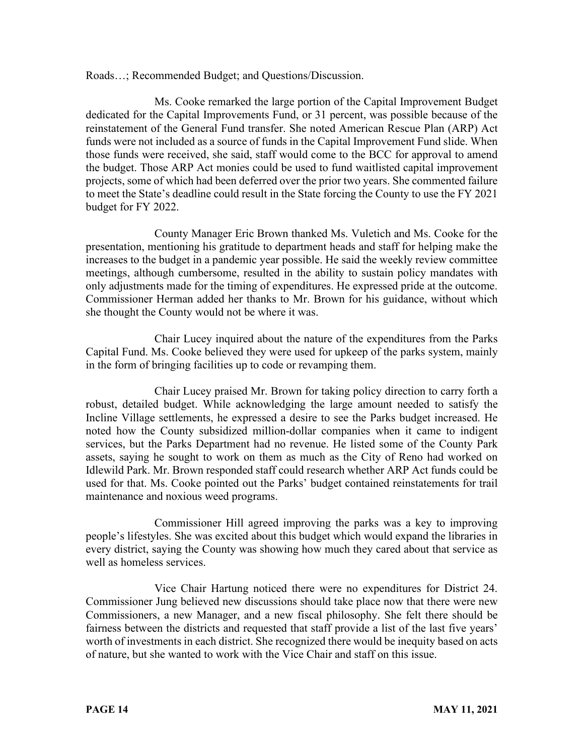Roads…; Recommended Budget; and Questions/Discussion.

Ms. Cooke remarked the large portion of the Capital Improvement Budget dedicated for the Capital Improvements Fund, or 31 percent, was possible because of the reinstatement of the General Fund transfer. She noted American Rescue Plan (ARP) Act funds were not included as a source of funds in the Capital Improvement Fund slide. When those funds were received, she said, staff would come to the BCC for approval to amend the budget. Those ARP Act monies could be used to fund waitlisted capital improvement projects, some of which had been deferred over the prior two years. She commented failure to meet the State's deadline could result in the State forcing the County to use the FY 2021 budget for FY 2022.

County Manager Eric Brown thanked Ms. Vuletich and Ms. Cooke for the presentation, mentioning his gratitude to department heads and staff for helping make the increases to the budget in a pandemic year possible. He said the weekly review committee meetings, although cumbersome, resulted in the ability to sustain policy mandates with only adjustments made for the timing of expenditures. He expressed pride at the outcome. Commissioner Herman added her thanks to Mr. Brown for his guidance, without which she thought the County would not be where it was.

Chair Lucey inquired about the nature of the expenditures from the Parks Capital Fund. Ms. Cooke believed they were used for upkeep of the parks system, mainly in the form of bringing facilities up to code or revamping them.

Chair Lucey praised Mr. Brown for taking policy direction to carry forth a robust, detailed budget. While acknowledging the large amount needed to satisfy the Incline Village settlements, he expressed a desire to see the Parks budget increased. He noted how the County subsidized million-dollar companies when it came to indigent services, but the Parks Department had no revenue. He listed some of the County Park assets, saying he sought to work on them as much as the City of Reno had worked on Idlewild Park. Mr. Brown responded staff could research whether ARP Act funds could be used for that. Ms. Cooke pointed out the Parks' budget contained reinstatements for trail maintenance and noxious weed programs.

Commissioner Hill agreed improving the parks was a key to improving people's lifestyles. She was excited about this budget which would expand the libraries in every district, saying the County was showing how much they cared about that service as well as homeless services.

Vice Chair Hartung noticed there were no expenditures for District 24. Commissioner Jung believed new discussions should take place now that there were new Commissioners, a new Manager, and a new fiscal philosophy. She felt there should be fairness between the districts and requested that staff provide a list of the last five years' worth of investments in each district. She recognized there would be inequity based on acts of nature, but she wanted to work with the Vice Chair and staff on this issue.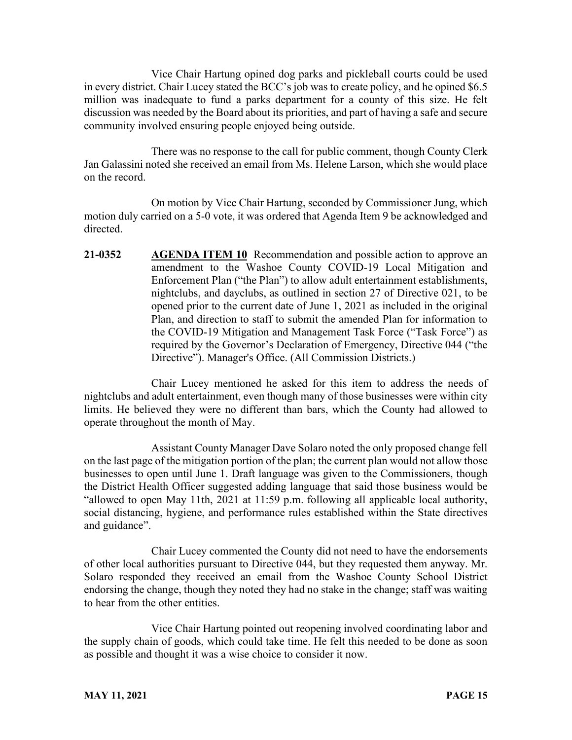Vice Chair Hartung opined dog parks and pickleball courts could be used in every district. Chair Lucey stated the BCC's job was to create policy, and he opined $6.5 million was inadequate to fund a parks department for a county of this size. He felt discussion was needed by the Board about its priorities, and part of having a safe and secure community involved ensuring people enjoyed being outside.

There was no response to the call for public comment, though County Clerk Jan Galassini noted she received an email from Ms. Helene Larson, which she would place on the record.

On motion by Vice Chair Hartung, seconded by Commissioner Jung, which motion duly carried on a 5-0 vote, it was ordered that Agenda Item 9 be acknowledged and directed.

**21-0352** **AGENDA ITEM 10** Recommendation and possible action to approve an amendment to the Washoe County COVID-19 Local Mitigation and Enforcement Plan ("the Plan") to allow adult entertainment establishments, nightclubs, and dayclubs, as outlined in section 27 of Directive 021, to be opened prior to the current date of June 1, 2021 as included in the original Plan, and direction to staff to submit the amended Plan for information to the COVID-19 Mitigation and Management Task Force ("Task Force") as required by the Governor's Declaration of Emergency, Directive 044 ("the Directive"). Manager's Office. (All Commission Districts.)

Chair Lucey mentioned he asked for this item to address the needs of nightclubs and adult entertainment, even though many of those businesses were within city limits. He believed they were no different than bars, which the County had allowed to operate throughout the month of May.

Assistant County Manager Dave Solaro noted the only proposed change fell on the last page of the mitigation portion of the plan; the current plan would not allow those businesses to open until June 1. Draft language was given to the Commissioners, though the District Health Officer suggested adding language that said those business would be "allowed to open May 11th, 2021 at 11:59 p.m. following all applicable local authority, social distancing, hygiene, and performance rules established within the State directives and guidance".

Chair Lucey commented the County did not need to have the endorsements of other local authorities pursuant to Directive 044, but they requested them anyway. Mr. Solaro responded they received an email from the Washoe County School District endorsing the change, though they noted they had no stake in the change; staff was waiting to hear from the other entities.

Vice Chair Hartung pointed out reopening involved coordinating labor and the supply chain of goods, which could take time. He felt this needed to be done as soon as possible and thought it was a wise choice to consider it now.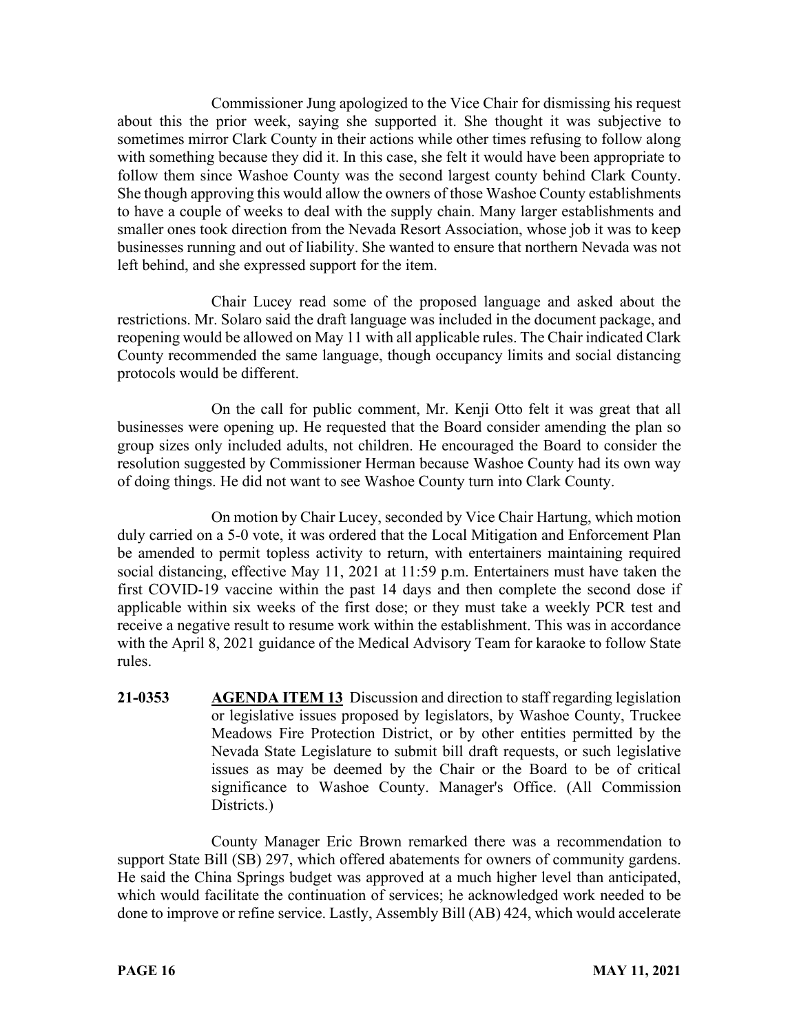Commissioner Jung apologized to the Vice Chair for dismissing his request about this the prior week, saying she supported it. She thought it was subjective to sometimes mirror Clark County in their actions while other times refusing to follow along with something because they did it. In this case, she felt it would have been appropriate to follow them since Washoe County was the second largest county behind Clark County. She though approving this would allow the owners of those Washoe County establishments to have a couple of weeks to deal with the supply chain. Many larger establishments and smaller ones took direction from the Nevada Resort Association, whose job it was to keep businesses running and out of liability. She wanted to ensure that northern Nevada was not left behind, and she expressed support for the item.

Chair Lucey read some of the proposed language and asked about the restrictions. Mr. Solaro said the draft language was included in the document package, and reopening would be allowed on May 11 with all applicable rules. The Chair indicated Clark County recommended the same language, though occupancy limits and social distancing protocols would be different.

On the call for public comment, Mr. Kenji Otto felt it was great that all businesses were opening up. He requested that the Board consider amending the plan so group sizes only included adults, not children. He encouraged the Board to consider the resolution suggested by Commissioner Herman because Washoe County had its own way of doing things. He did not want to see Washoe County turn into Clark County.

On motion by Chair Lucey, seconded by Vice Chair Hartung, which motion duly carried on a 5-0 vote, it was ordered that the Local Mitigation and Enforcement Plan be amended to permit topless activity to return, with entertainers maintaining required social distancing, effective May 11, 2021 at 11:59 p.m. Entertainers must have taken the first COVID-19 vaccine within the past 14 days and then complete the second dose if applicable within six weeks of the first dose; or they must take a weekly PCR test and receive a negative result to resume work within the establishment. This was in accordance with the April 8, 2021 guidance of the Medical Advisory Team for karaoke to follow State rules.

**21-0353** **AGENDA ITEM 13** Discussion and direction to staff regarding legislation or legislative issues proposed by legislators, by Washoe County, Truckee Meadows Fire Protection District, or by other entities permitted by the Nevada State Legislature to submit bill draft requests, or such legislative issues as may be deemed by the Chair or the Board to be of critical significance to Washoe County. Manager's Office. (All Commission Districts.)

County Manager Eric Brown remarked there was a recommendation to support State Bill (SB) 297, which offered abatements for owners of community gardens. He said the China Springs budget was approved at a much higher level than anticipated, which would facilitate the continuation of services; he acknowledged work needed to be done to improve or refine service. Lastly, Assembly Bill (AB) 424, which would accelerate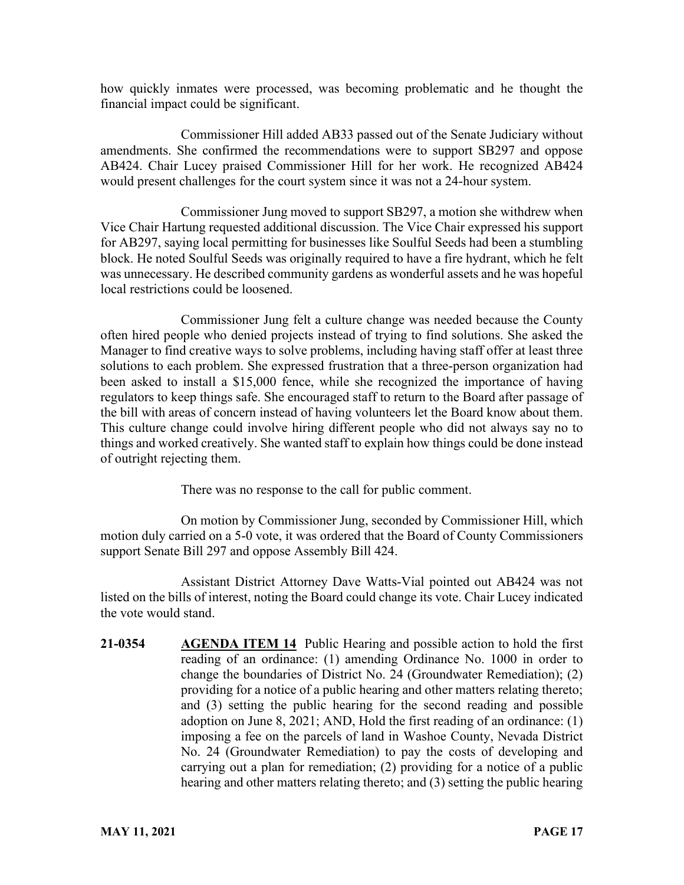how quickly inmates were processed, was becoming problematic and he thought the financial impact could be significant.

Commissioner Hill added AB33 passed out of the Senate Judiciary without amendments. She confirmed the recommendations were to support SB297 and oppose AB424. Chair Lucey praised Commissioner Hill for her work. He recognized AB424 would present challenges for the court system since it was not a 24-hour system.

Commissioner Jung moved to support SB297, a motion she withdrew when Vice Chair Hartung requested additional discussion. The Vice Chair expressed his support for AB297, saying local permitting for businesses like Soulful Seeds had been a stumbling block. He noted Soulful Seeds was originally required to have a fire hydrant, which he felt was unnecessary. He described community gardens as wonderful assets and he was hopeful local restrictions could be loosened.

Commissioner Jung felt a culture change was needed because the County often hired people who denied projects instead of trying to find solutions. She asked the Manager to find creative ways to solve problems, including having staff offer at least three solutions to each problem. She expressed frustration that a three-person organization had been asked to install a $15,000 fence, while she recognized the importance of having regulators to keep things safe. She encouraged staff to return to the Board after passage of the bill with areas of concern instead of having volunteers let the Board know about them. This culture change could involve hiring different people who did not always say no to things and worked creatively. She wanted staff to explain how things could be done instead of outright rejecting them.

There was no response to the call for public comment.

On motion by Commissioner Jung, seconded by Commissioner Hill, which motion duly carried on a 5-0 vote, it was ordered that the Board of County Commissioners support Senate Bill 297 and oppose Assembly Bill 424.

Assistant District Attorney Dave Watts-Vial pointed out AB424 was not listed on the bills of interest, noting the Board could change its vote. Chair Lucey indicated the vote would stand.

**21-0354** **AGENDA ITEM 14** Public Hearing and possible action to hold the first reading of an ordinance: (1) amending Ordinance No. 1000 in order to change the boundaries of District No. 24 (Groundwater Remediation); (2) providing for a notice of a public hearing and other matters relating thereto; and (3) setting the public hearing for the second reading and possible adoption on June 8, 2021; AND, Hold the first reading of an ordinance: (1) imposing a fee on the parcels of land in Washoe County, Nevada District No. 24 (Groundwater Remediation) to pay the costs of developing and carrying out a plan for remediation; (2) providing for a notice of a public hearing and other matters relating thereto; and (3) setting the public hearing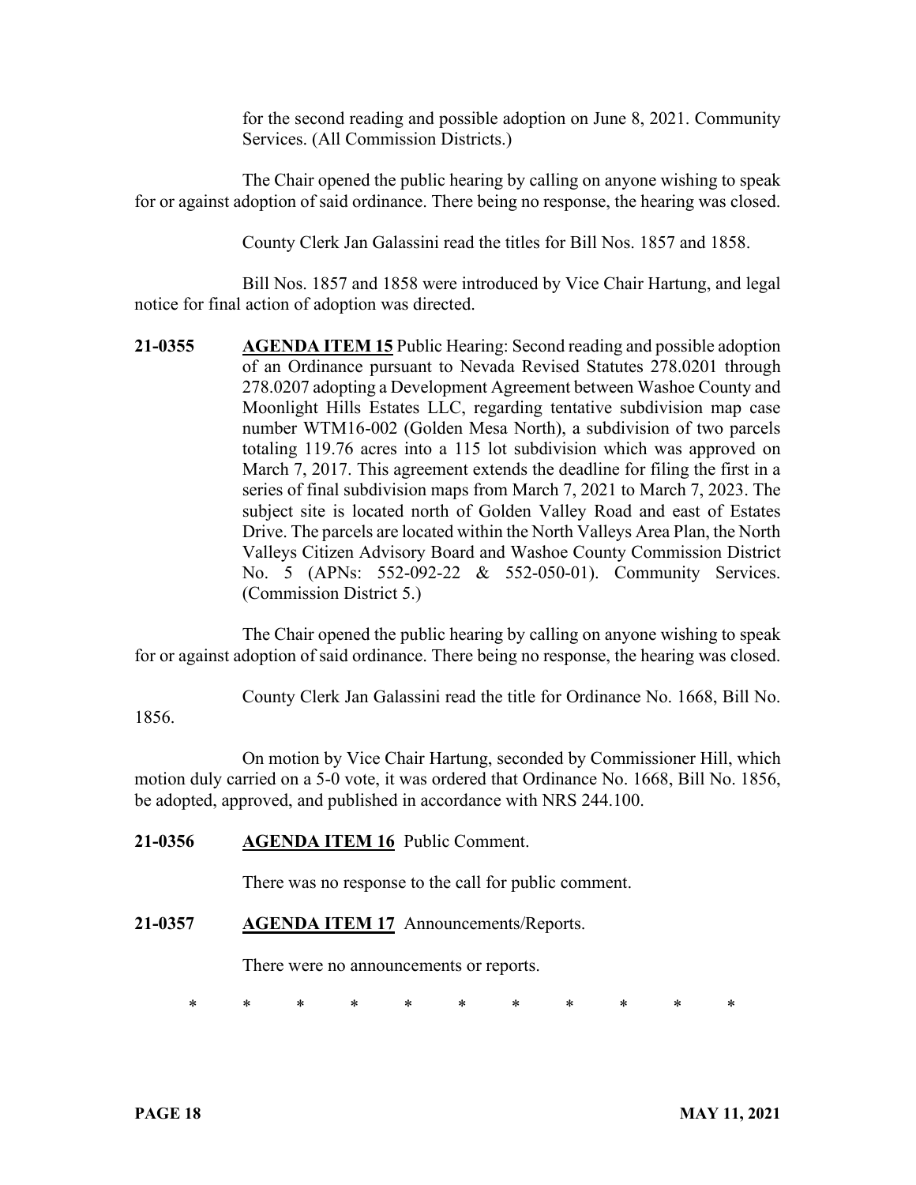for the second reading and possible adoption on June 8, 2021. Community Services. (All Commission Districts.)

The Chair opened the public hearing by calling on anyone wishing to speak for or against adoption of said ordinance. There being no response, the hearing was closed.

County Clerk Jan Galassini read the titles for Bill Nos. 1857 and 1858.

Bill Nos. 1857 and 1858 were introduced by Vice Chair Hartung, and legal notice for final action of adoption was directed.

**21-0355** **AGENDA ITEM 15** Public Hearing: Second reading and possible adoption of an Ordinance pursuant to Nevada Revised Statutes 278.0201 through 278.0207 adopting a Development Agreement between Washoe County and Moonlight Hills Estates LLC, regarding tentative subdivision map case number WTM16-002 (Golden Mesa North), a subdivision of two parcels totaling 119.76 acres into a 115 lot subdivision which was approved on March 7, 2017. This agreement extends the deadline for filing the first in a series of final subdivision maps from March 7, 2021 to March 7, 2023. The subject site is located north of Golden Valley Road and east of Estates Drive. The parcels are located within the North Valleys Area Plan, the North Valleys Citizen Advisory Board and Washoe County Commission District No. 5 (APNs: 552-092-22 & 552-050-01). Community Services. (Commission District 5.)

The Chair opened the public hearing by calling on anyone wishing to speak for or against adoption of said ordinance. There being no response, the hearing was closed.

County Clerk Jan Galassini read the title for Ordinance No. 1668, Bill No. 1856.

On motion by Vice Chair Hartung, seconded by Commissioner Hill, which motion duly carried on a 5-0 vote, it was ordered that Ordinance No. 1668, Bill No. 1856, be adopted, approved, and published in accordance with NRS 244.100.

**21-0356** **AGENDA ITEM 16** Public Comment.

There was no response to the call for public comment.

**21-0357** **AGENDA ITEM 17** Announcements/Reports.

There were no announcements or reports.

\* \* \* \* \* \* \* \* \* \* \*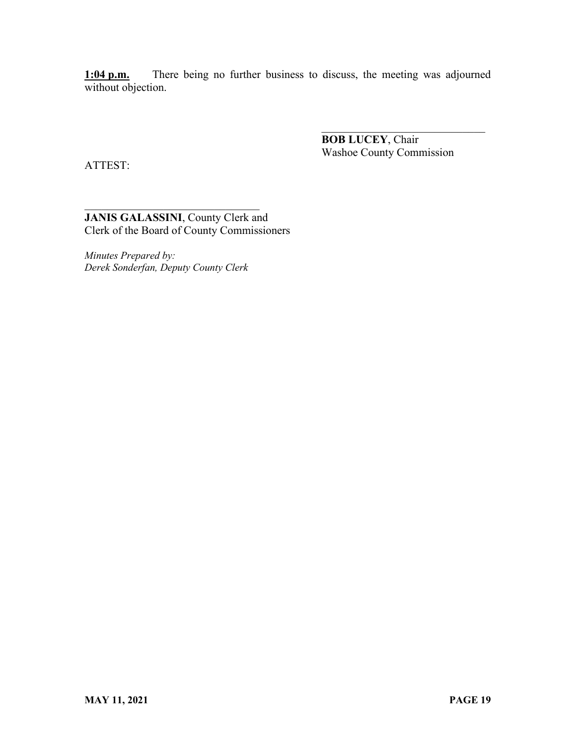**<u>1:04 p.m.</u>** There being no further business to discuss, the meeting was adjourned without objection.

\_\_\_\_\_\_\_\_\_\_\_\_\_\_\_\_\_\_\_\_\_\_\_\_\_\_\_\_\_\_
**BOB LUCEY**, Chair
Washoe County Commission

ATTEST:

\_\_\_\_\_\_\_\_\_\_\_\_\_\_\_\_\_\_\_\_\_\_\_\_\_\_\_\_\_\_
**JANIS GALASSINI**, County Clerk and
Clerk of the Board of County Commissioners

*Minutes Prepared by:*
*Derek Sonderfan, Deputy County Clerk*